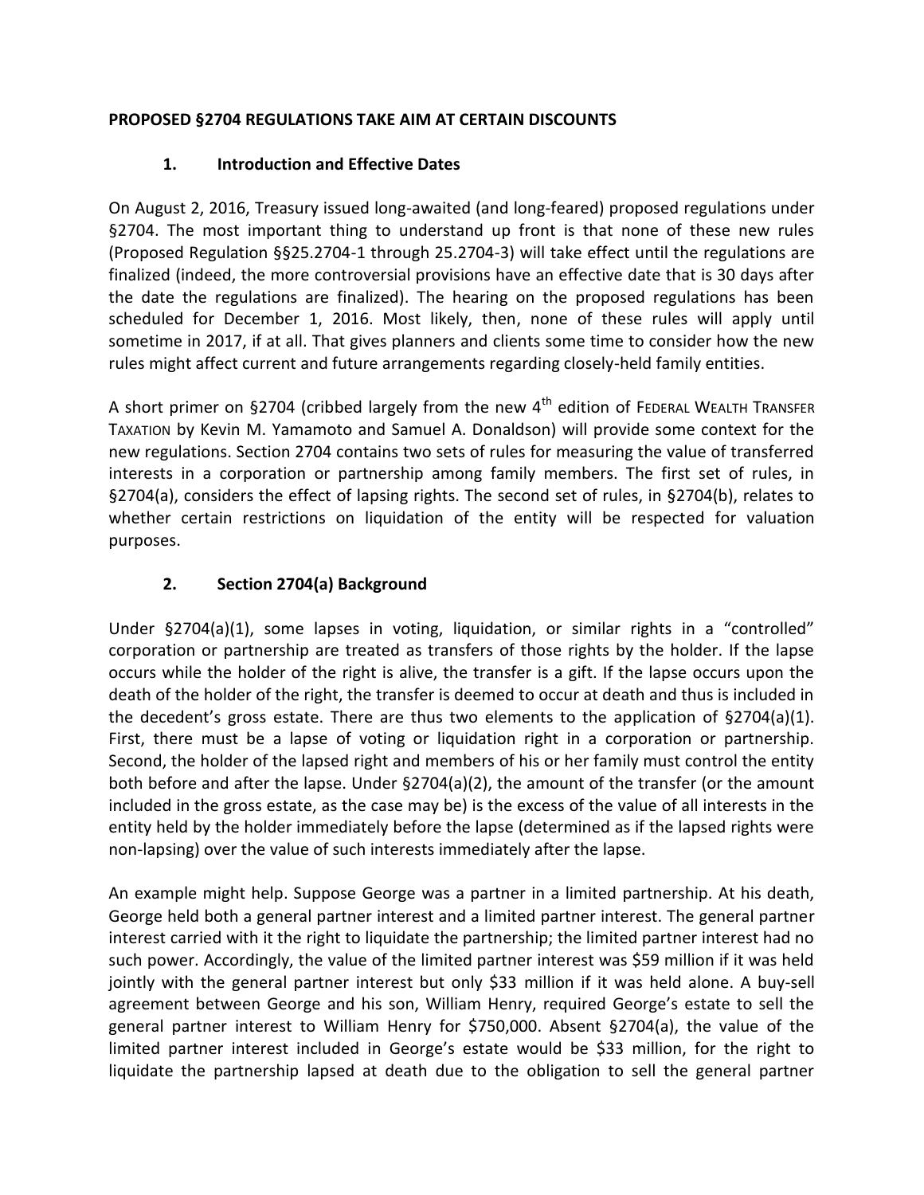**PROPOSED §2704 REGULATIONS TAKE AIM AT CERTAIN DISCOUNTS**

## 1. Introduction and Effective Dates

On August 2, 2016, Treasury issued long-awaited (and long-feared) proposed regulations under §2704. The most important thing to understand up front is that none of these new rules (Proposed Regulation §§25.2704-1 through 25.2704-3) will take effect until the regulations are finalized (indeed, the more controversial provisions have an effective date that is 30 days after the date the regulations are finalized). The hearing on the proposed regulations has been scheduled for December 1, 2016. Most likely, then, none of these rules will apply until sometime in 2017, if at all. That gives planners and clients some time to consider how the new rules might affect current and future arrangements regarding closely-held family entities.

A short primer on §2704 (cribbed largely from the new 4th edition of FEDERAL WEALTH TRANSFER TAXATION by Kevin M. Yamamoto and Samuel A. Donaldson) will provide some context for the new regulations. Section 2704 contains two sets of rules for measuring the value of transferred interests in a corporation or partnership among family members. The first set of rules, in §2704(a), considers the effect of lapsing rights. The second set of rules, in §2704(b), relates to whether certain restrictions on liquidation of the entity will be respected for valuation purposes.

## 2. Section 2704(a) Background

Under §2704(a)(1), some lapses in voting, liquidation, or similar rights in a "controlled" corporation or partnership are treated as transfers of those rights by the holder. If the lapse occurs while the holder of the right is alive, the transfer is a gift. If the lapse occurs upon the death of the holder of the right, the transfer is deemed to occur at death and thus is included in the decedent's gross estate. There are thus two elements to the application of §2704(a)(1). First, there must be a lapse of voting or liquidation right in a corporation or partnership. Second, the holder of the lapsed right and members of his or her family must control the entity both before and after the lapse. Under §2704(a)(2), the amount of the transfer (or the amount included in the gross estate, as the case may be) is the excess of the value of all interests in the entity held by the holder immediately before the lapse (determined as if the lapsed rights were non-lapsing) over the value of such interests immediately after the lapse.

An example might help. Suppose George was a partner in a limited partnership. At his death, George held both a general partner interest and a limited partner interest. The general partner interest carried with it the right to liquidate the partnership; the limited partner interest had no such power. Accordingly, the value of the limited partner interest was $59 million if it was held jointly with the general partner interest but only $33 million if it was held alone. A buy-sell agreement between George and his son, William Henry, required George's estate to sell the general partner interest to William Henry for $750,000. Absent §2704(a), the value of the limited partner interest included in George's estate would be $33 million, for the right to liquidate the partnership lapsed at death due to the obligation to sell the general partner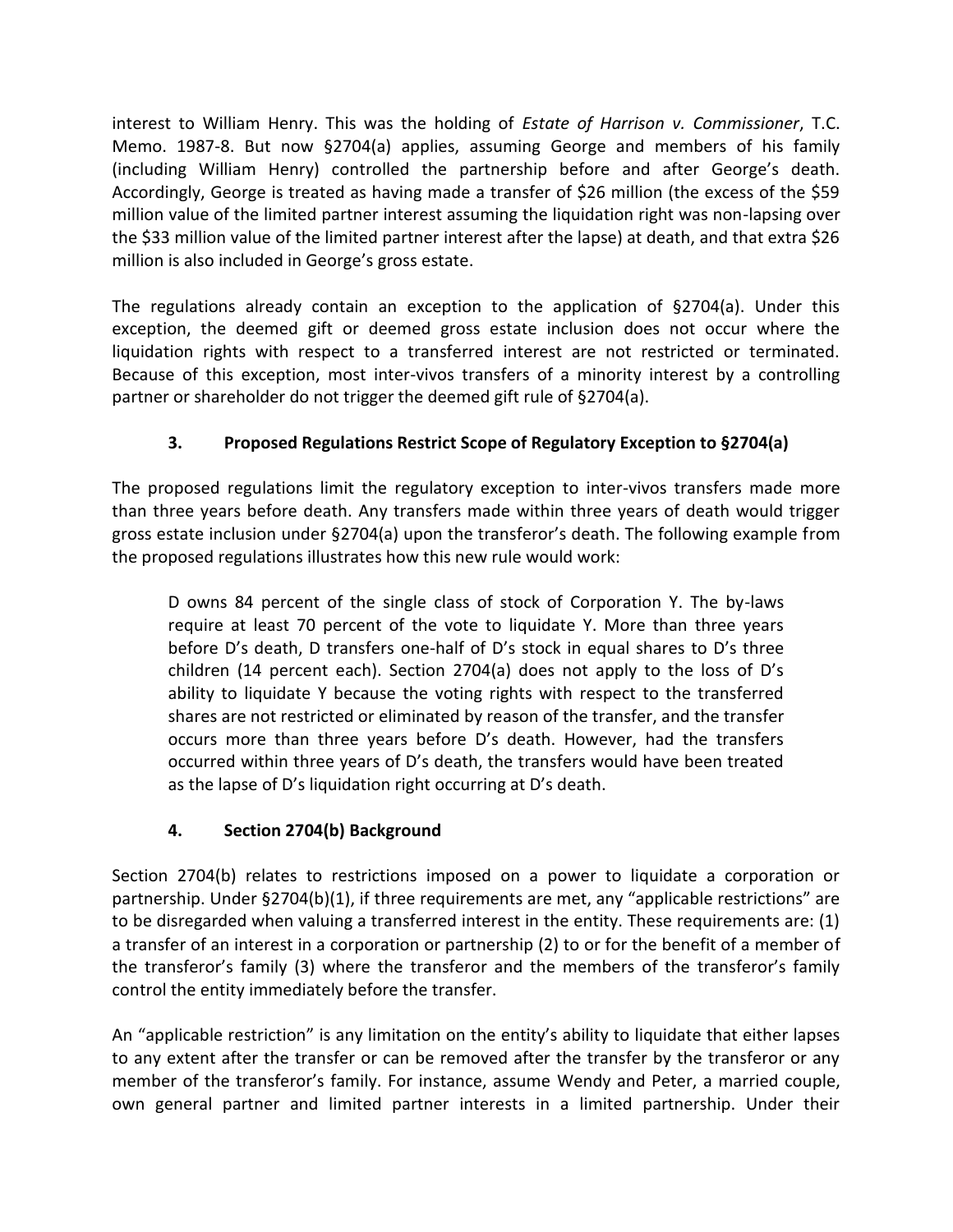interest to William Henry. This was the holding of *Estate of Harrison v. Commissioner*, T.C. Memo. 1987-8. But now §2704(a) applies, assuming George and members of his family (including William Henry) controlled the partnership before and after George's death. Accordingly, George is treated as having made a transfer of $26 million (the excess of the $59 million value of the limited partner interest assuming the liquidation right was non-lapsing over the $33 million value of the limited partner interest after the lapse) at death, and that extra $26 million is also included in George's gross estate.

The regulations already contain an exception to the application of §2704(a). Under this exception, the deemed gift or deemed gross estate inclusion does not occur where the liquidation rights with respect to a transferred interest are not restricted or terminated. Because of this exception, most inter-vivos transfers of a minority interest by a controlling partner or shareholder do not trigger the deemed gift rule of §2704(a).

### 3. Proposed Regulations Restrict Scope of Regulatory Exception to §2704(a)

The proposed regulations limit the regulatory exception to inter-vivos transfers made more than three years before death. Any transfers made within three years of death would trigger gross estate inclusion under §2704(a) upon the transferor's death. The following example from the proposed regulations illustrates how this new rule would work:

> D owns 84 percent of the single class of stock of Corporation Y. The by-laws require at least 70 percent of the vote to liquidate Y. More than three years before D's death, D transfers one-half of D's stock in equal shares to D's three children (14 percent each). Section 2704(a) does not apply to the loss of D's ability to liquidate Y because the voting rights with respect to the transferred shares are not restricted or eliminated by reason of the transfer, and the transfer occurs more than three years before D's death. However, had the transfers occurred within three years of D's death, the transfers would have been treated as the lapse of D's liquidation right occurring at D's death.

### 4. Section 2704(b) Background

Section 2704(b) relates to restrictions imposed on a power to liquidate a corporation or partnership. Under §2704(b)(1), if three requirements are met, any "applicable restrictions" are to be disregarded when valuing a transferred interest in the entity. These requirements are: (1) a transfer of an interest in a corporation or partnership (2) to or for the benefit of a member of the transferor's family (3) where the transferor and the members of the transferor's family control the entity immediately before the transfer.

An "applicable restriction" is any limitation on the entity's ability to liquidate that either lapses to any extent after the transfer or can be removed after the transfer by the transferor or any member of the transferor's family. For instance, assume Wendy and Peter, a married couple, own general partner and limited partner interests in a limited partnership. Under their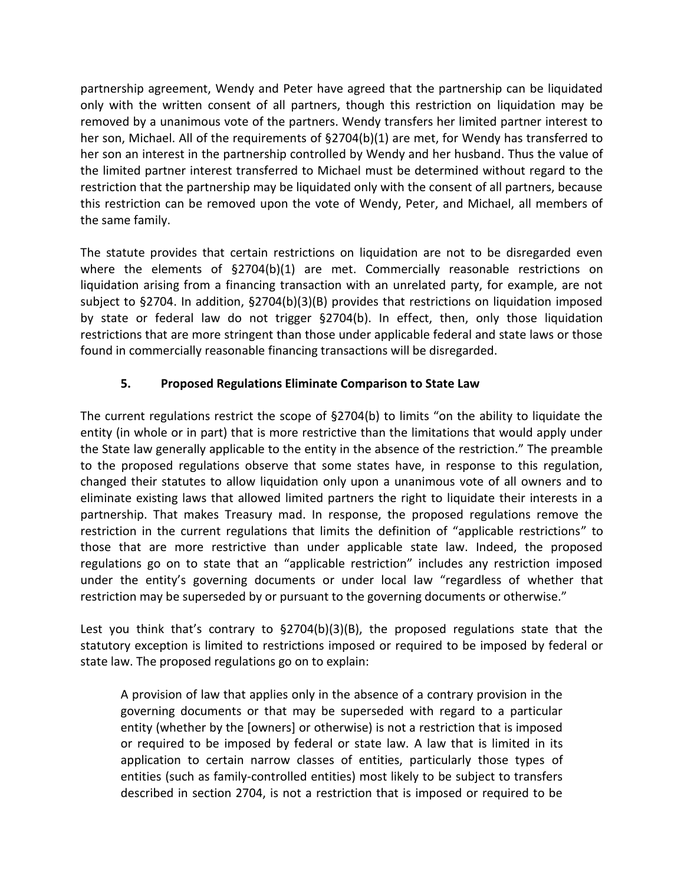partnership agreement, Wendy and Peter have agreed that the partnership can be liquidated only with the written consent of all partners, though this restriction on liquidation may be removed by a unanimous vote of the partners. Wendy transfers her limited partner interest to her son, Michael. All of the requirements of §2704(b)(1) are met, for Wendy has transferred to her son an interest in the partnership controlled by Wendy and her husband. Thus the value of the limited partner interest transferred to Michael must be determined without regard to the restriction that the partnership may be liquidated only with the consent of all partners, because this restriction can be removed upon the vote of Wendy, Peter, and Michael, all members of the same family.

The statute provides that certain restrictions on liquidation are not to be disregarded even where the elements of §2704(b)(1) are met. Commercially reasonable restrictions on liquidation arising from a financing transaction with an unrelated party, for example, are not subject to §2704. In addition, §2704(b)(3)(B) provides that restrictions on liquidation imposed by state or federal law do not trigger §2704(b). In effect, then, only those liquidation restrictions that are more stringent than those under applicable federal and state laws or those found in commercially reasonable financing transactions will be disregarded.

### 5. Proposed Regulations Eliminate Comparison to State Law

The current regulations restrict the scope of §2704(b) to limits "on the ability to liquidate the entity (in whole or in part) that is more restrictive than the limitations that would apply under the State law generally applicable to the entity in the absence of the restriction." The preamble to the proposed regulations observe that some states have, in response to this regulation, changed their statutes to allow liquidation only upon a unanimous vote of all owners and to eliminate existing laws that allowed limited partners the right to liquidate their interests in a partnership. That makes Treasury mad. In response, the proposed regulations remove the restriction in the current regulations that limits the definition of "applicable restrictions" to those that are more restrictive than under applicable state law. Indeed, the proposed regulations go on to state that an "applicable restriction" includes any restriction imposed under the entity's governing documents or under local law "regardless of whether that restriction may be superseded by or pursuant to the governing documents or otherwise."

Lest you think that's contrary to §2704(b)(3)(B), the proposed regulations state that the statutory exception is limited to restrictions imposed or required to be imposed by federal or state law. The proposed regulations go on to explain:

> A provision of law that applies only in the absence of a contrary provision in the governing documents or that may be superseded with regard to a particular entity (whether by the [owners] or otherwise) is not a restriction that is imposed or required to be imposed by federal or state law. A law that is limited in its application to certain narrow classes of entities, particularly those types of entities (such as family-controlled entities) most likely to be subject to transfers described in section 2704, is not a restriction that is imposed or required to be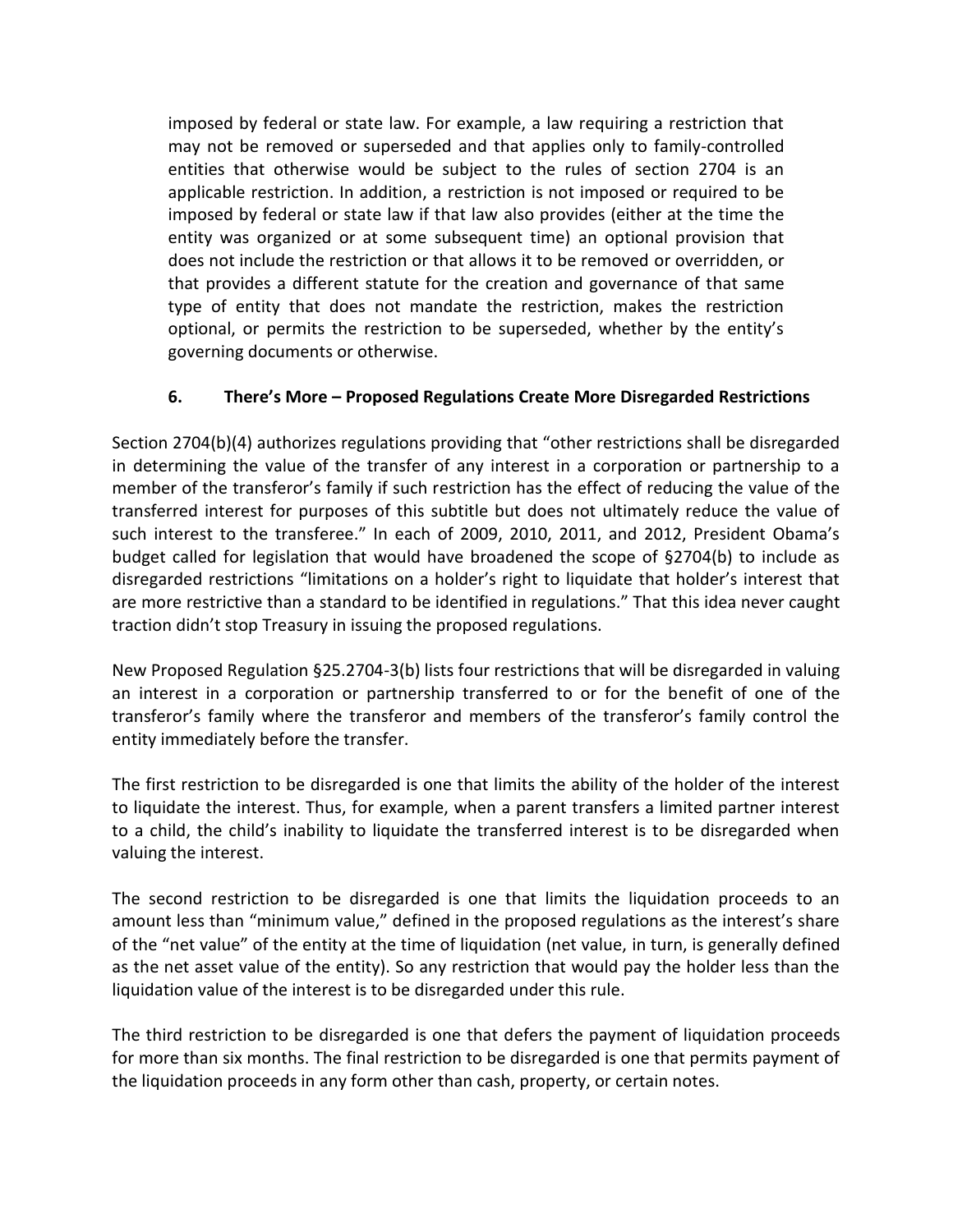imposed by federal or state law. For example, a law requiring a restriction that may not be removed or superseded and that applies only to family-controlled entities that otherwise would be subject to the rules of section 2704 is an applicable restriction. In addition, a restriction is not imposed or required to be imposed by federal or state law if that law also provides (either at the time the entity was organized or at some subsequent time) an optional provision that does not include the restriction or that allows it to be removed or overridden, or that provides a different statute for the creation and governance of that same type of entity that does not mandate the restriction, makes the restriction optional, or permits the restriction to be superseded, whether by the entity's governing documents or otherwise.

### 6. There's More – Proposed Regulations Create More Disregarded Restrictions

Section 2704(b)(4) authorizes regulations providing that "other restrictions shall be disregarded in determining the value of the transfer of any interest in a corporation or partnership to a member of the transferor's family if such restriction has the effect of reducing the value of the transferred interest for purposes of this subtitle but does not ultimately reduce the value of such interest to the transferee." In each of 2009, 2010, 2011, and 2012, President Obama's budget called for legislation that would have broadened the scope of §2704(b) to include as disregarded restrictions "limitations on a holder's right to liquidate that holder's interest that are more restrictive than a standard to be identified in regulations." That this idea never caught traction didn't stop Treasury in issuing the proposed regulations.

New Proposed Regulation §25.2704-3(b) lists four restrictions that will be disregarded in valuing an interest in a corporation or partnership transferred to or for the benefit of one of the transferor's family where the transferor and members of the transferor's family control the entity immediately before the transfer.

The first restriction to be disregarded is one that limits the ability of the holder of the interest to liquidate the interest. Thus, for example, when a parent transfers a limited partner interest to a child, the child's inability to liquidate the transferred interest is to be disregarded when valuing the interest.

The second restriction to be disregarded is one that limits the liquidation proceeds to an amount less than "minimum value," defined in the proposed regulations as the interest's share of the "net value" of the entity at the time of liquidation (net value, in turn, is generally defined as the net asset value of the entity). So any restriction that would pay the holder less than the liquidation value of the interest is to be disregarded under this rule.

The third restriction to be disregarded is one that defers the payment of liquidation proceeds for more than six months. The final restriction to be disregarded is one that permits payment of the liquidation proceeds in any form other than cash, property, or certain notes.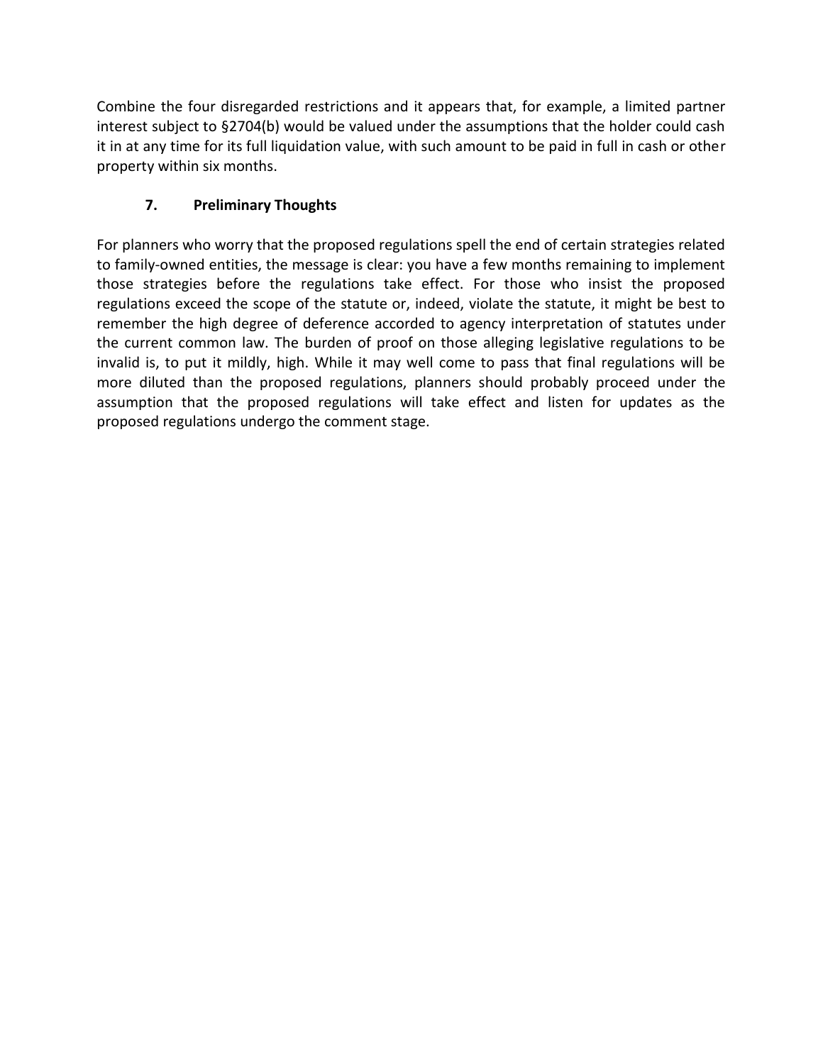Combine the four disregarded restrictions and it appears that, for example, a limited partner interest subject to §2704(b) would be valued under the assumptions that the holder could cash it in at any time for its full liquidation value, with such amount to be paid in full in cash or other property within six months.

## 7. Preliminary Thoughts

For planners who worry that the proposed regulations spell the end of certain strategies related to family-owned entities, the message is clear: you have a few months remaining to implement those strategies before the regulations take effect. For those who insist the proposed regulations exceed the scope of the statute or, indeed, violate the statute, it might be best to remember the high degree of deference accorded to agency interpretation of statutes under the current common law. The burden of proof on those alleging legislative regulations to be invalid is, to put it mildly, high. While it may well come to pass that final regulations will be more diluted than the proposed regulations, planners should probably proceed under the assumption that the proposed regulations will take effect and listen for updates as the proposed regulations undergo the comment stage.